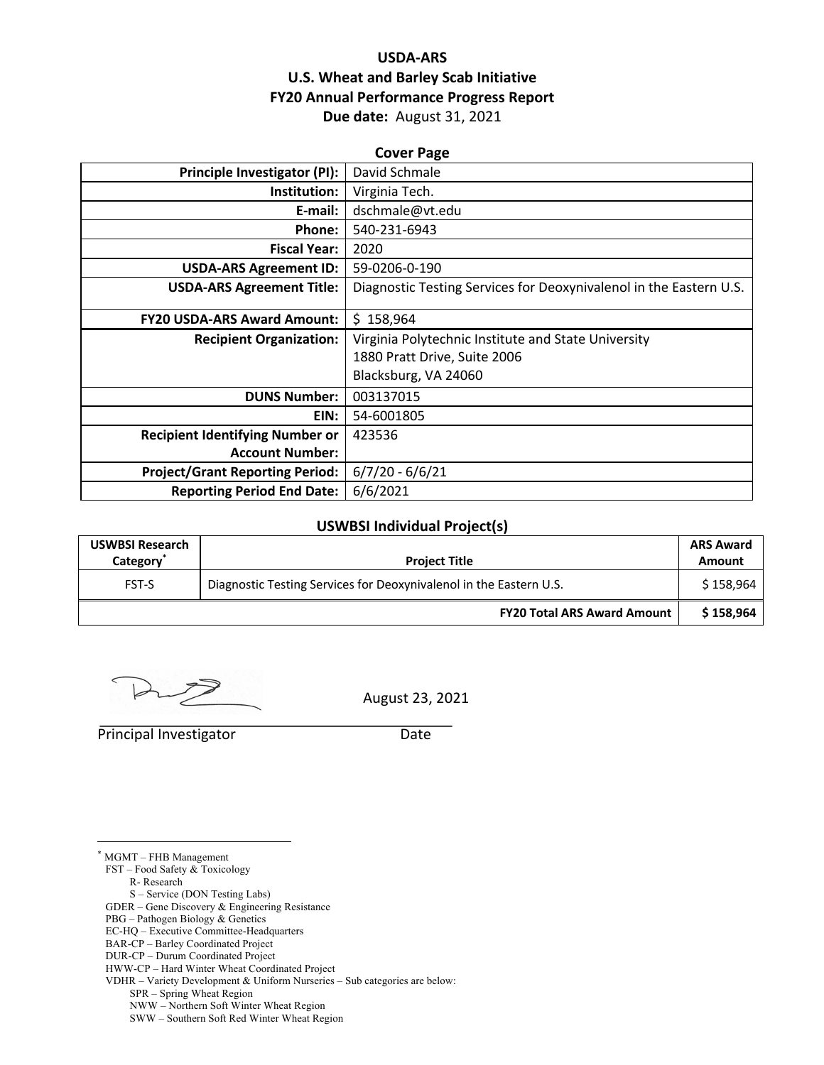# USDA-ARS
## U.S. Wheat and Barley Scab Initiative
## FY20 Annual Performance Progress Report
**Due date:** August 31, 2021

### Cover Page

| | |
|---|---|
| **Principle Investigator (PI):** | David Schmale |
| **Institution:** | Virginia Tech. |
| **E-mail:** | dschmale@vt.edu |
| **Phone:** | 540-231-6943 |
| **Fiscal Year:** | 2020 |
| **USDA-ARS Agreement ID:** | 59-0206-0-190 |
| **USDA-ARS Agreement Title:** | Diagnostic Testing Services for Deoxynivalenol in the Eastern U.S. |
| **FY20 USDA-ARS Award Amount:** | $ 158,964 |
| **Recipient Organization:** | Virginia Polytechnic Institute and State University<br>1880 Pratt Drive, Suite 2006<br>Blacksburg, VA 24060 |
| **DUNS Number:** | 003137015 |
| **EIN:** | 54-6001805 |
| **Recipient Identifying Number or Account Number:** | 423536 |
| **Project/Grant Reporting Period:** | 6/7/20 - 6/6/21 |
| **Reporting Period End Date:** | 6/6/2021 |

### USWBSI Individual Project(s)

| USWBSI Research Category* | Project Title | ARS Award Amount |
|---|---|---|
| FST-S | Diagnostic Testing Services for Deoxynivalenol in the Eastern U.S. | $ 158,964 |
| | **FY20 Total ARS Award Amount** | **$ 158,964** |

August 23, 2021

Principal Investigator — Date

---

* MGMT – FHB Management
  FST – Food Safety & Toxicology
    R- Research
    S – Service (DON Testing Labs)
  GDER – Gene Discovery & Engineering Resistance
  PBG – Pathogen Biology & Genetics
  EC-HQ – Executive Committee-Headquarters
  BAR-CP – Barley Coordinated Project
  DUR-CP – Durum Coordinated Project
  HWW-CP – Hard Winter Wheat Coordinated Project
  VDHR – Variety Development & Uniform Nurseries – Sub categories are below:
    SPR – Spring Wheat Region
    NWW – Northern Soft Winter Wheat Region
    SWW – Southern Soft Red Winter Wheat Region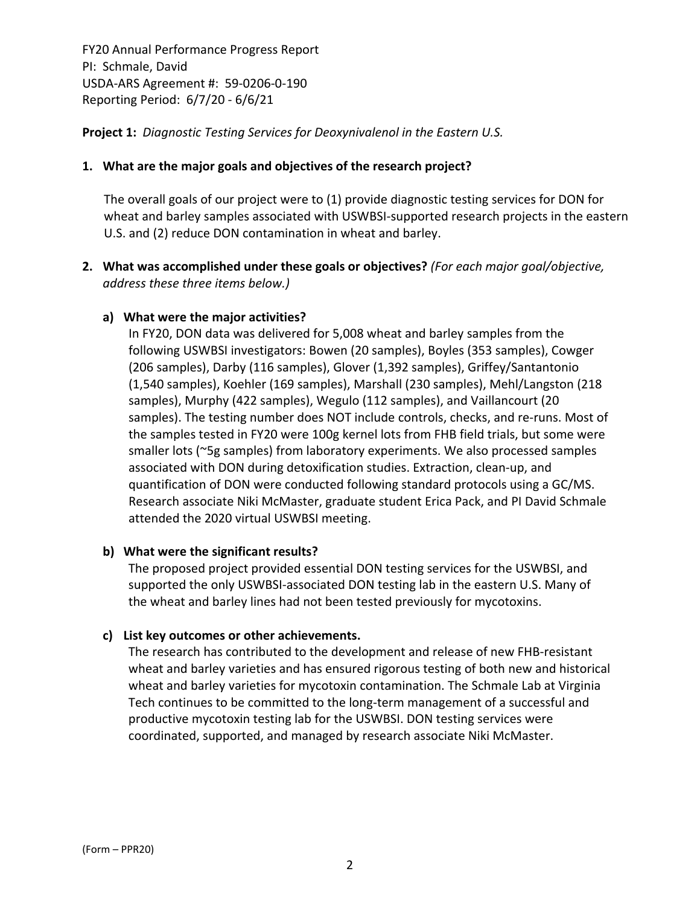FY20 Annual Performance Progress Report
PI: Schmale, David
USDA-ARS Agreement #: 59-0206-0-190
Reporting Period: 6/7/20 - 6/6/21

**Project 1:** *Diagnostic Testing Services for Deoxynivalenol in the Eastern U.S.*

1. **What are the major goals and objectives of the research project?**

   The overall goals of our project were to (1) provide diagnostic testing services for DON for wheat and barley samples associated with USWBSI-supported research projects in the eastern U.S. and (2) reduce DON contamination in wheat and barley.

2. **What was accomplished under these goals or objectives?** *(For each major goal/objective, address these three items below.)*

   a) **What were the major activities?**

   In FY20, DON data was delivered for 5,008 wheat and barley samples from the following USWBSI investigators: Bowen (20 samples), Boyles (353 samples), Cowger (206 samples), Darby (116 samples), Glover (1,392 samples), Griffey/Santantonio (1,540 samples), Koehler (169 samples), Marshall (230 samples), Mehl/Langston (218 samples), Murphy (422 samples), Wegulo (112 samples), and Vaillancourt (20 samples). The testing number does NOT include controls, checks, and re-runs. Most of the samples tested in FY20 were 100g kernel lots from FHB field trials, but some were smaller lots (~5g samples) from laboratory experiments. We also processed samples associated with DON during detoxification studies. Extraction, clean-up, and quantification of DON were conducted following standard protocols using a GC/MS. Research associate Niki McMaster, graduate student Erica Pack, and PI David Schmale attended the 2020 virtual USWBSI meeting.

   b) **What were the significant results?**

   The proposed project provided essential DON testing services for the USWBSI, and supported the only USWBSI-associated DON testing lab in the eastern U.S. Many of the wheat and barley lines had not been tested previously for mycotoxins.

   c) **List key outcomes or other achievements.**

   The research has contributed to the development and release of new FHB-resistant wheat and barley varieties and has ensured rigorous testing of both new and historical wheat and barley varieties for mycotoxin contamination. The Schmale Lab at Virginia Tech continues to be committed to the long-term management of a successful and productive mycotoxin testing lab for the USWBSI. DON testing services were coordinated, supported, and managed by research associate Niki McMaster.

(Form – PPR20)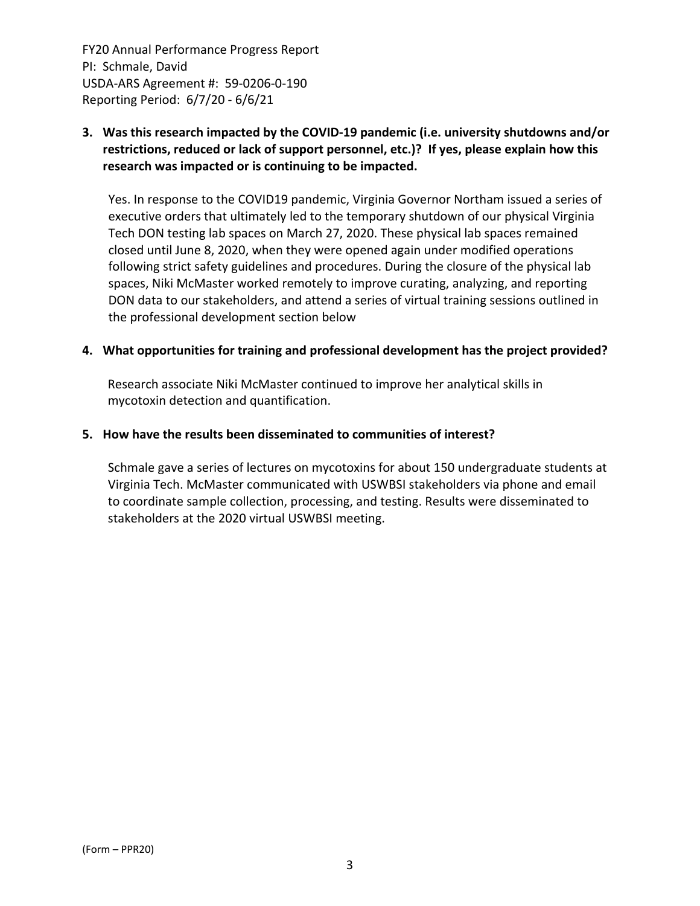**3. Was this research impacted by the COVID-19 pandemic (i.e. university shutdowns and/or restrictions, reduced or lack of support personnel, etc.)? If yes, please explain how this research was impacted or is continuing to be impacted.**

Yes. In response to the COVID19 pandemic, Virginia Governor Northam issued a series of executive orders that ultimately led to the temporary shutdown of our physical Virginia Tech DON testing lab spaces on March 27, 2020. These physical lab spaces remained closed until June 8, 2020, when they were opened again under modified operations following strict safety guidelines and procedures. During the closure of the physical lab spaces, Niki McMaster worked remotely to improve curating, analyzing, and reporting DON data to our stakeholders, and attend a series of virtual training sessions outlined in the professional development section below

**4. What opportunities for training and professional development has the project provided?**

Research associate Niki McMaster continued to improve her analytical skills in mycotoxin detection and quantification.

**5. How have the results been disseminated to communities of interest?**

Schmale gave a series of lectures on mycotoxins for about 150 undergraduate students at Virginia Tech. McMaster communicated with USWBSI stakeholders via phone and email to coordinate sample collection, processing, and testing. Results were disseminated to stakeholders at the 2020 virtual USWBSI meeting.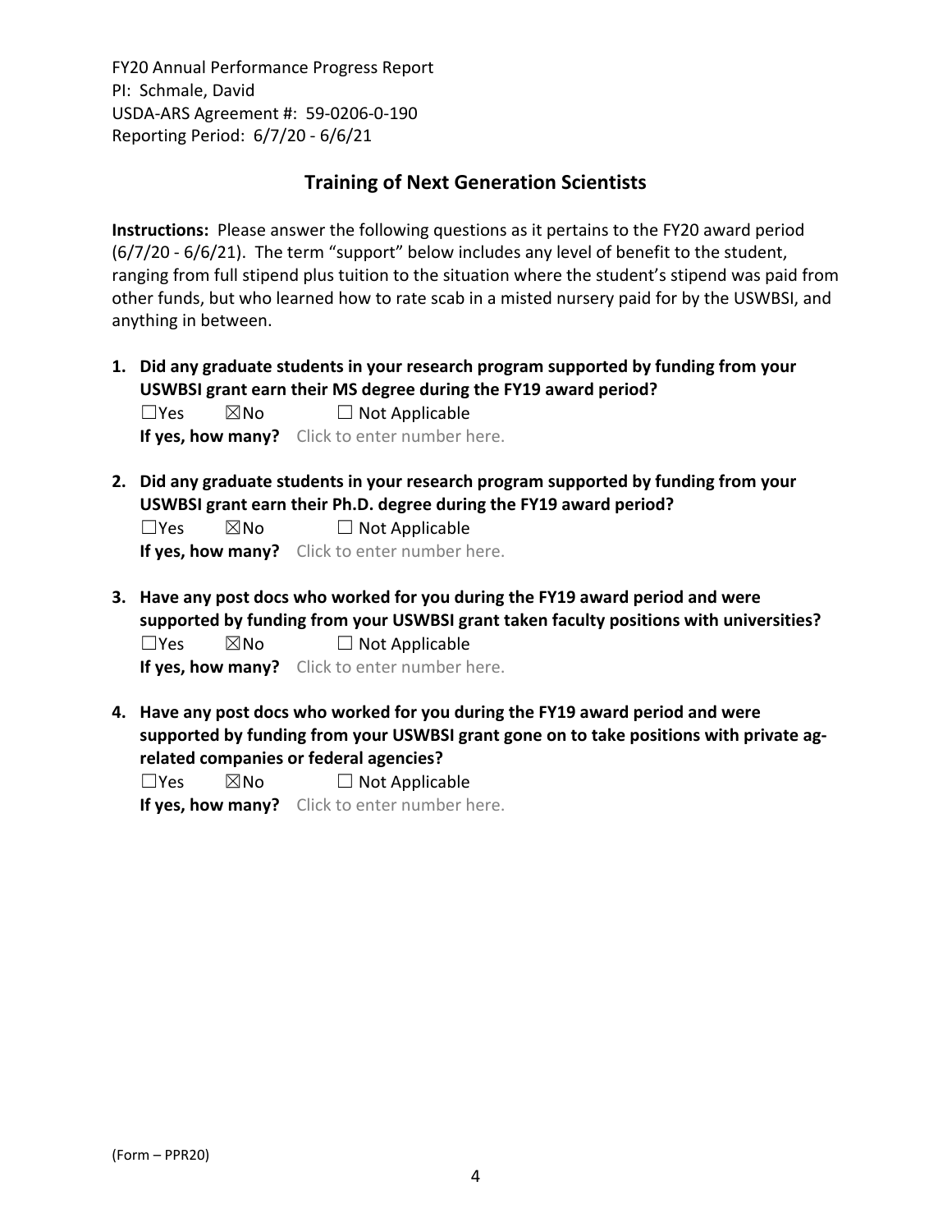FY20 Annual Performance Progress Report
PI: Schmale, David
USDA-ARS Agreement #: 59-0206-0-190
Reporting Period: 6/7/20 - 6/6/21

## Training of Next Generation Scientists

**Instructions:** Please answer the following questions as it pertains to the FY20 award period (6/7/20 - 6/6/21). The term "support" below includes any level of benefit to the student, ranging from full stipend plus tuition to the situation where the student's stipend was paid from other funds, but who learned how to rate scab in a misted nursery paid for by the USWBSI, and anything in between.

1. **Did any graduate students in your research program supported by funding from your USWBSI grant earn their MS degree during the FY19 award period?**
   ☐Yes ☒No ☐ Not Applicable
   **If yes, how many?** Click to enter number here.

2. **Did any graduate students in your research program supported by funding from your USWBSI grant earn their Ph.D. degree during the FY19 award period?**
   ☐Yes ☒No ☐ Not Applicable
   **If yes, how many?** Click to enter number here.

3. **Have any post docs who worked for you during the FY19 award period and were supported by funding from your USWBSI grant taken faculty positions with universities?**
   ☐Yes ☒No ☐ Not Applicable
   **If yes, how many?** Click to enter number here.

4. **Have any post docs who worked for you during the FY19 award period and were supported by funding from your USWBSI grant gone on to take positions with private ag-related companies or federal agencies?**
   ☐Yes ☒No ☐ Not Applicable
   **If yes, how many?** Click to enter number here.

(Form – PPR20)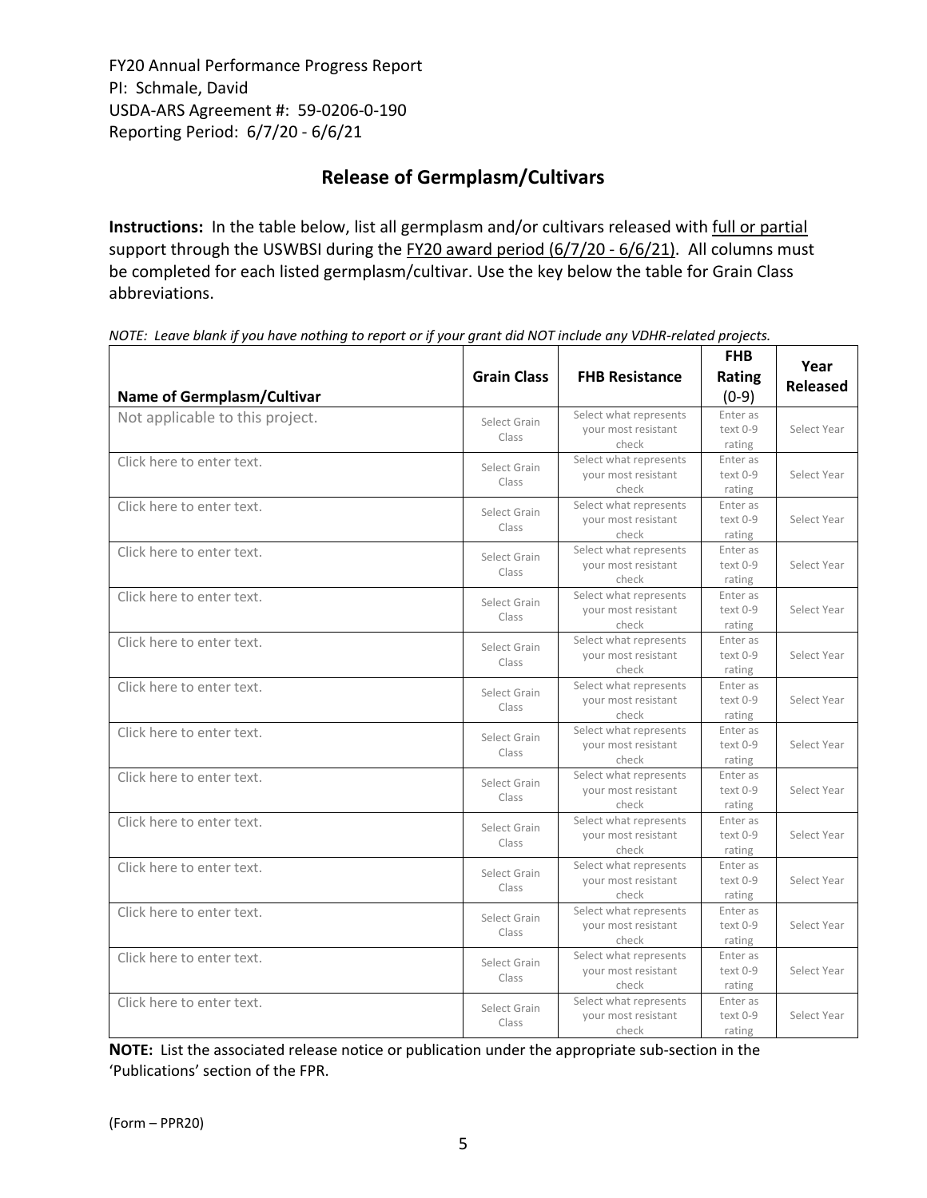FY20 Annual Performance Progress Report
PI: Schmale, David
USDA-ARS Agreement #: 59-0206-0-190
Reporting Period: 6/7/20 - 6/6/21

## Release of Germplasm/Cultivars

**Instructions:** In the table below, list all germplasm and/or cultivars released with full or partial support through the USWBSI during the FY20 award period (6/7/20 - 6/6/21). All columns must be completed for each listed germplasm/cultivar. Use the key below the table for Grain Class abbreviations.

*NOTE: Leave blank if you have nothing to report or if your grant did NOT include any VDHR-related projects.*

| Name of Germplasm/Cultivar | Grain Class | FHB Resistance | FHB Rating (0-9) | Year Released |
|---|---|---|---|---|
| Not applicable to this project. | Select Grain Class | Select what represents your most resistant check | Enter as text 0-9 rating | Select Year |
| Click here to enter text. | Select Grain Class | Select what represents your most resistant check | Enter as text 0-9 rating | Select Year |
| Click here to enter text. | Select Grain Class | Select what represents your most resistant check | Enter as text 0-9 rating | Select Year |
| Click here to enter text. | Select Grain Class | Select what represents your most resistant check | Enter as text 0-9 rating | Select Year |
| Click here to enter text. | Select Grain Class | Select what represents your most resistant check | Enter as text 0-9 rating | Select Year |
| Click here to enter text. | Select Grain Class | Select what represents your most resistant check | Enter as text 0-9 rating | Select Year |
| Click here to enter text. | Select Grain Class | Select what represents your most resistant check | Enter as text 0-9 rating | Select Year |
| Click here to enter text. | Select Grain Class | Select what represents your most resistant check | Enter as text 0-9 rating | Select Year |
| Click here to enter text. | Select Grain Class | Select what represents your most resistant check | Enter as text 0-9 rating | Select Year |
| Click here to enter text. | Select Grain Class | Select what represents your most resistant check | Enter as text 0-9 rating | Select Year |
| Click here to enter text. | Select Grain Class | Select what represents your most resistant check | Enter as text 0-9 rating | Select Year |
| Click here to enter text. | Select Grain Class | Select what represents your most resistant check | Enter as text 0-9 rating | Select Year |
| Click here to enter text. | Select Grain Class | Select what represents your most resistant check | Enter as text 0-9 rating | Select Year |
| Click here to enter text. | Select Grain Class | Select what represents your most resistant check | Enter as text 0-9 rating | Select Year |

**NOTE:** List the associated release notice or publication under the appropriate sub-section in the 'Publications' section of the FPR.

(Form – PPR20)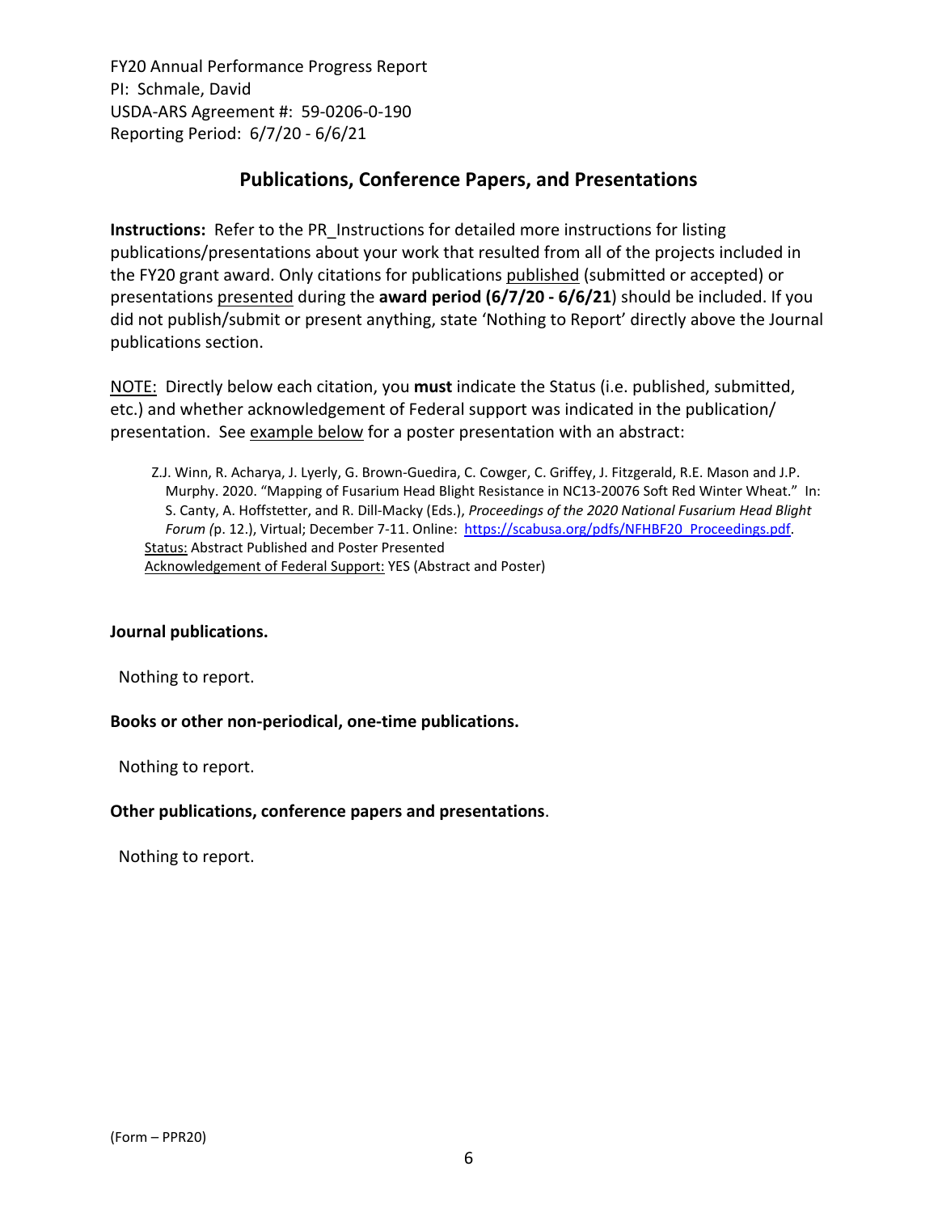FY20 Annual Performance Progress Report
PI: Schmale, David
USDA-ARS Agreement #: 59-0206-0-190
Reporting Period: 6/7/20 - 6/6/21

## Publications, Conference Papers, and Presentations

**Instructions:** Refer to the PR_Instructions for detailed more instructions for listing publications/presentations about your work that resulted from all of the projects included in the FY20 grant award. Only citations for publications published (submitted or accepted) or presentations presented during the **award period (6/7/20 - 6/6/21**) should be included. If you did not publish/submit or present anything, state 'Nothing to Report' directly above the Journal publications section.

NOTE: Directly below each citation, you **must** indicate the Status (i.e. published, submitted, etc.) and whether acknowledgement of Federal support was indicated in the publication/ presentation. See example below for a poster presentation with an abstract:

> Z.J. Winn, R. Acharya, J. Lyerly, G. Brown-Guedira, C. Cowger, C. Griffey, J. Fitzgerald, R.E. Mason and J.P. Murphy. 2020. "Mapping of Fusarium Head Blight Resistance in NC13-20076 Soft Red Winter Wheat." In: S. Canty, A. Hoffstetter, and R. Dill-Macky (Eds.), *Proceedings of the 2020 National Fusarium Head Blight Forum (*p. 12.), Virtual; December 7-11. Online: https://scabusa.org/pdfs/NFHBF20_Proceedings.pdf.
> Status: Abstract Published and Poster Presented
> Acknowledgement of Federal Support: YES (Abstract and Poster)

**Journal publications.**

Nothing to report.

**Books or other non-periodical, one-time publications.**

Nothing to report.

**Other publications, conference papers and presentations**.

Nothing to report.

(Form – PPR20)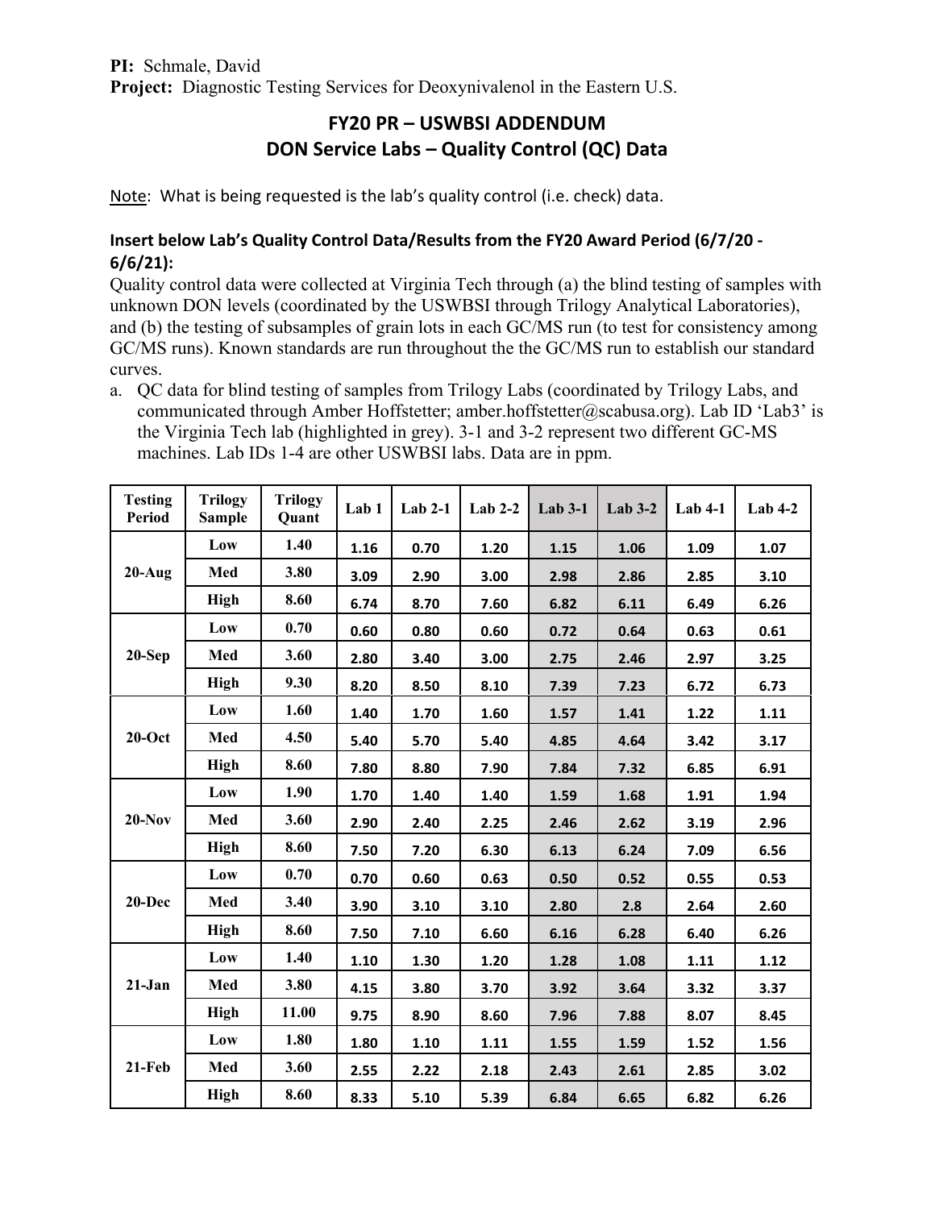**PI:** Schmale, David
**Project:** Diagnostic Testing Services for Deoxynivalenol in the Eastern U.S.

# FY20 PR – USWBSI ADDENDUM
# DON Service Labs – Quality Control (QC) Data

Note: What is being requested is the lab's quality control (i.e. check) data.

### Insert below Lab's Quality Control Data/Results from the FY20 Award Period (6/7/20 - 6/6/21):

Quality control data were collected at Virginia Tech through (a) the blind testing of samples with unknown DON levels (coordinated by the USWBSI through Trilogy Analytical Laboratories), and (b) the testing of subsamples of grain lots in each GC/MS run (to test for consistency among GC/MS runs). Known standards are run throughout the the GC/MS run to establish our standard curves.

a. QC data for blind testing of samples from Trilogy Labs (coordinated by Trilogy Labs, and communicated through Amber Hoffstetter; amber.hoffstetter@scabusa.org). Lab ID 'Lab3' is the Virginia Tech lab (highlighted in grey). 3-1 and 3-2 represent two different GC-MS machines. Lab IDs 1-4 are other USWBSI labs. Data are in ppm.

| Testing Period | Trilogy Sample | Trilogy Quant | Lab 1 | Lab 2-1 | Lab 2-2 | Lab 3-1 | Lab 3-2 | Lab 4-1 | Lab 4-2 |
|---|---|---|---|---|---|---|---|---|---|
| 20-Aug | Low | 1.40 | 1.16 | 0.70 | 1.20 | 1.15 | 1.06 | 1.09 | 1.07 |
| | Med | 3.80 | 3.09 | 2.90 | 3.00 | 2.98 | 2.86 | 2.85 | 3.10 |
| | High | 8.60 | 6.74 | 8.70 | 7.60 | 6.82 | 6.11 | 6.49 | 6.26 |
| 20-Sep | Low | 0.70 | 0.60 | 0.80 | 0.60 | 0.72 | 0.64 | 0.63 | 0.61 |
| | Med | 3.60 | 2.80 | 3.40 | 3.00 | 2.75 | 2.46 | 2.97 | 3.25 |
| | High | 9.30 | 8.20 | 8.50 | 8.10 | 7.39 | 7.23 | 6.72 | 6.73 |
| 20-Oct | Low | 1.60 | 1.40 | 1.70 | 1.60 | 1.57 | 1.41 | 1.22 | 1.11 |
| | Med | 4.50 | 5.40 | 5.70 | 5.40 | 4.85 | 4.64 | 3.42 | 3.17 |
| | High | 8.60 | 7.80 | 8.80 | 7.90 | 7.84 | 7.32 | 6.85 | 6.91 |
| 20-Nov | Low | 1.90 | 1.70 | 1.40 | 1.40 | 1.59 | 1.68 | 1.91 | 1.94 |
| | Med | 3.60 | 2.90 | 2.40 | 2.25 | 2.46 | 2.62 | 3.19 | 2.96 |
| | High | 8.60 | 7.50 | 7.20 | 6.30 | 6.13 | 6.24 | 7.09 | 6.56 |
| 20-Dec | Low | 0.70 | 0.70 | 0.60 | 0.63 | 0.50 | 0.52 | 0.55 | 0.53 |
| | Med | 3.40 | 3.90 | 3.10 | 3.10 | 2.80 | 2.8 | 2.64 | 2.60 |
| | High | 8.60 | 7.50 | 7.10 | 6.60 | 6.16 | 6.28 | 6.40 | 6.26 |
| 21-Jan | Low | 1.40 | 1.10 | 1.30 | 1.20 | 1.28 | 1.08 | 1.11 | 1.12 |
| | Med | 3.80 | 4.15 | 3.80 | 3.70 | 3.92 | 3.64 | 3.32 | 3.37 |
| | High | 11.00 | 9.75 | 8.90 | 8.60 | 7.96 | 7.88 | 8.07 | 8.45 |
| 21-Feb | Low | 1.80 | 1.80 | 1.10 | 1.11 | 1.55 | 1.59 | 1.52 | 1.56 |
| | Med | 3.60 | 2.55 | 2.22 | 2.18 | 2.43 | 2.61 | 2.85 | 3.02 |
| | High | 8.60 | 8.33 | 5.10 | 5.39 | 6.84 | 6.65 | 6.82 | 6.26 |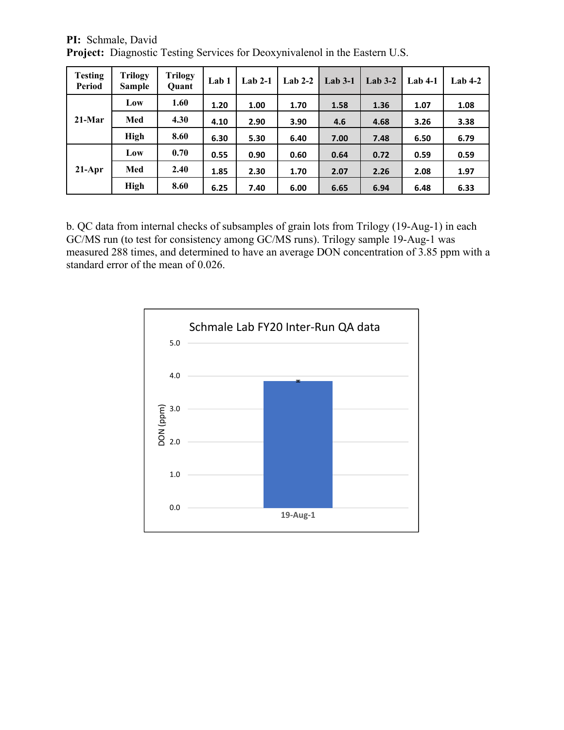**PI:** Schmale, David
**Project:** Diagnostic Testing Services for Deoxynivalenol in the Eastern U.S.

| Testing Period | Trilogy Sample | Trilogy Quant | Lab 1 | Lab 2-1 | Lab 2-2 | Lab 3-1 | Lab 3-2 | Lab 4-1 | Lab 4-2 |
|---|---|---|---|---|---|---|---|---|---|
| 21-Mar | Low | 1.60 | 1.20 | 1.00 | 1.70 | 1.58 | 1.36 | 1.07 | 1.08 |
| | Med | 4.30 | 4.10 | 2.90 | 3.90 | 4.6 | 4.68 | 3.26 | 3.38 |
| | High | 8.60 | 6.30 | 5.30 | 6.40 | 7.00 | 7.48 | 6.50 | 6.79 |
| 21-Apr | Low | 0.70 | 0.55 | 0.90 | 0.60 | 0.64 | 0.72 | 0.59 | 0.59 |
| | Med | 2.40 | 1.85 | 2.30 | 1.70 | 2.07 | 2.26 | 2.08 | 1.97 |
| | High | 8.60 | 6.25 | 7.40 | 6.00 | 6.65 | 6.94 | 6.48 | 6.33 |

b. QC data from internal checks of subsamples of grain lots from Trilogy (19-Aug-1) in each GC/MS run (to test for consistency among GC/MS runs). Trilogy sample 19-Aug-1 was measured 288 times, and determined to have an average DON concentration of 3.85 ppm with a standard error of the mean of 0.026.

Schmale Lab FY20 Inter-Run QA data

DON (ppm)

5.0
4.0
3.0
2.0
1.0
0.0

19-Aug-1